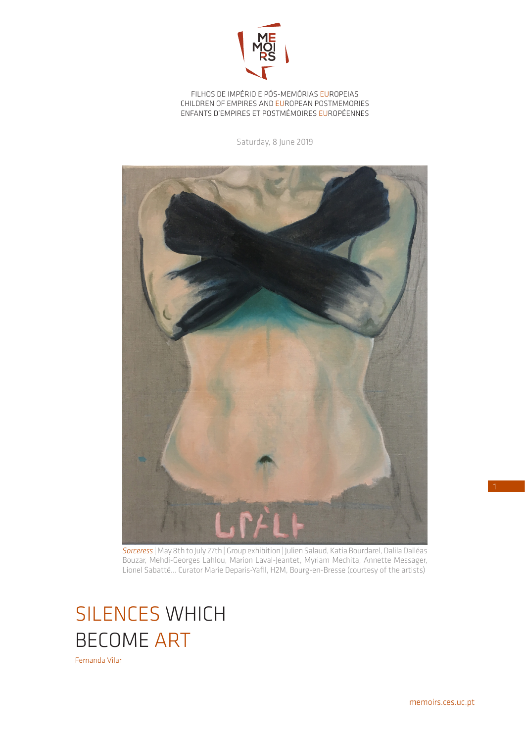FILHOS DE IMPÉRIO E PÓS-MEMÓRIAS EUROPEIAS
CHILDREN OF EMPIRES AND EUROPEAN POSTMEMORIES
ENFANTS D'EMPIRES ET POSTMÉMOIRES EUROPÉENNES

Saturday, 8 June 2019

*Sorceress* | May 8th to July 27th | Group exhibition | Julien Salaud, Katia Bourdarel, Dalila Dalléas Bouzar, Mehdi-Georges Lahlou, Marion Laval-Jeantet, Myriam Mechita, Annette Messager, Lionel Sabatté... Curator Marie Deparis-Yafil, H2M, Bourg-en-Bresse (courtesy of the artists)

# SILENCES WHICH BECOME ART

Fernanda Vilar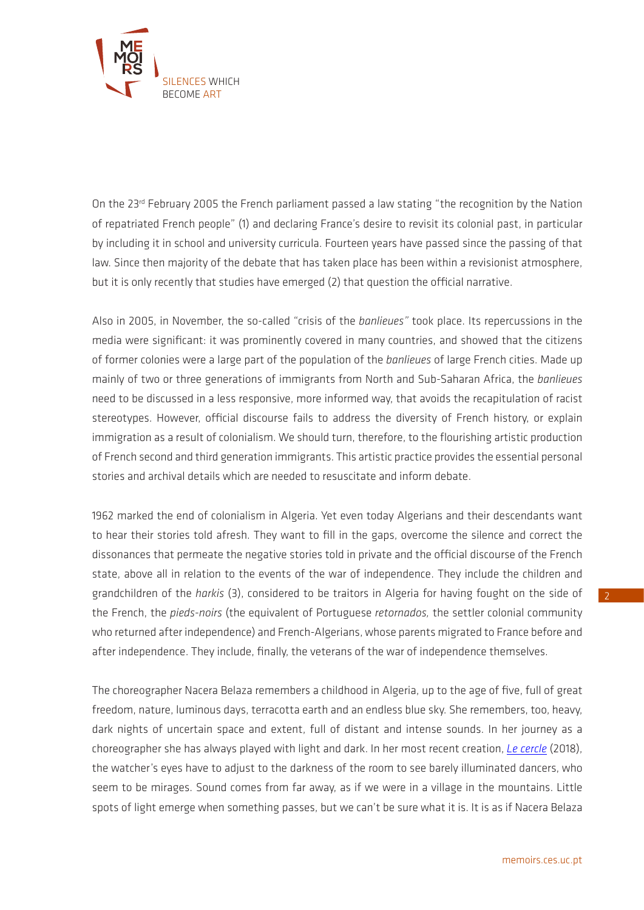On the 23rd February 2005 the French parliament passed a law stating "the recognition by the Nation of repatriated French people" (1) and declaring France's desire to revisit its colonial past, in particular by including it in school and university curricula. Fourteen years have passed since the passing of that law. Since then majority of the debate that has taken place has been within a revisionist atmosphere, but it is only recently that studies have emerged (2) that question the official narrative.

Also in 2005, in November, the so-called "crisis of the *banlieues"* took place. Its repercussions in the media were significant: it was prominently covered in many countries, and showed that the citizens of former colonies were a large part of the population of the *banlieues* of large French cities. Made up mainly of two or three generations of immigrants from North and Sub-Saharan Africa, the *banlieues* need to be discussed in a less responsive, more informed way, that avoids the recapitulation of racist stereotypes. However, official discourse fails to address the diversity of French history, or explain immigration as a result of colonialism. We should turn, therefore, to the flourishing artistic production of French second and third generation immigrants. This artistic practice provides the essential personal stories and archival details which are needed to resuscitate and inform debate.

1962 marked the end of colonialism in Algeria. Yet even today Algerians and their descendants want to hear their stories told afresh. They want to fill in the gaps, overcome the silence and correct the dissonances that permeate the negative stories told in private and the official discourse of the French state, above all in relation to the events of the war of independence. They include the children and grandchildren of the *harkis* (3), considered to be traitors in Algeria for having fought on the side of the French, the *pieds-noirs* (the equivalent of Portuguese *retornados,* the settler colonial community who returned after independence) and French-Algerians, whose parents migrated to France before and after independence. They include, finally, the veterans of the war of independence themselves.

The choreographer Nacera Belaza remembers a childhood in Algeria, up to the age of five, full of great freedom, nature, luminous days, terracotta earth and an endless blue sky. She remembers, too, heavy, dark nights of uncertain space and extent, full of distant and intense sounds. In her journey as a choreographer she has always played with light and dark. In her most recent creation, *Le cercle* (2018), the watcher's eyes have to adjust to the darkness of the room to see barely illuminated dancers, who seem to be mirages. Sound comes from far away, as if we were in a village in the mountains. Little spots of light emerge when something passes, but we can't be sure what it is. It is as if Nacera Belaza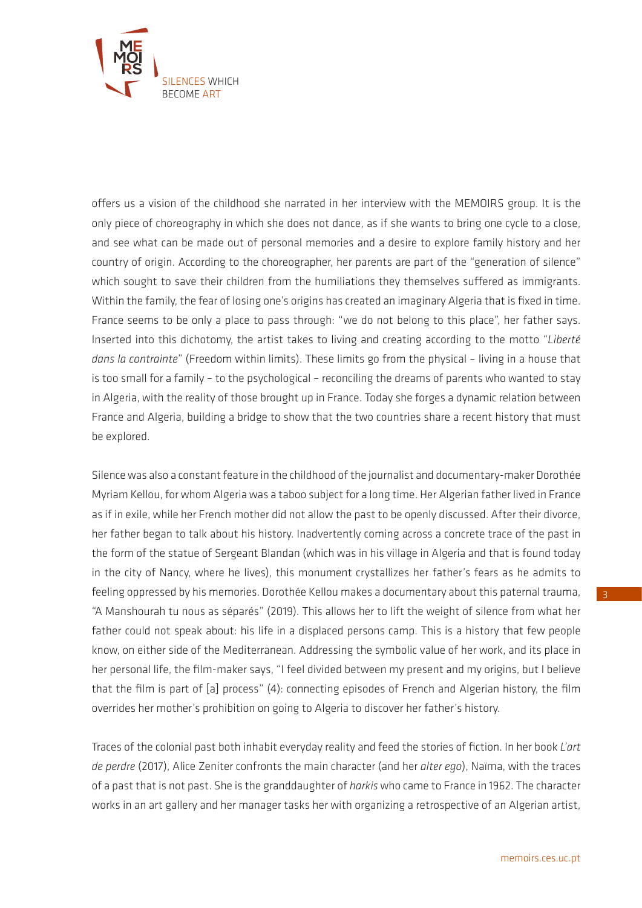offers us a vision of the childhood she narrated in her interview with the MEMOIRS group. It is the only piece of choreography in which she does not dance, as if she wants to bring one cycle to a close, and see what can be made out of personal memories and a desire to explore family history and her country of origin. According to the choreographer, her parents are part of the "generation of silence" which sought to save their children from the humiliations they themselves suffered as immigrants. Within the family, the fear of losing one's origins has created an imaginary Algeria that is fixed in time. France seems to be only a place to pass through: "we do not belong to this place", her father says. Inserted into this dichotomy, the artist takes to living and creating according to the motto "*Liberté dans la contrainte*" (Freedom within limits). These limits go from the physical – living in a house that is too small for a family – to the psychological – reconciling the dreams of parents who wanted to stay in Algeria, with the reality of those brought up in France. Today she forges a dynamic relation between France and Algeria, building a bridge to show that the two countries share a recent history that must be explored.

Silence was also a constant feature in the childhood of the journalist and documentary-maker Dorothée Myriam Kellou, for whom Algeria was a taboo subject for a long time. Her Algerian father lived in France as if in exile, while her French mother did not allow the past to be openly discussed. After their divorce, her father began to talk about his history. Inadvertently coming across a concrete trace of the past in the form of the statue of Sergeant Blandan (which was in his village in Algeria and that is found today in the city of Nancy, where he lives), this monument crystallizes her father's fears as he admits to feeling oppressed by his memories. Dorothée Kellou makes a documentary about this paternal trauma, "A Manshourah tu nous as séparés" (2019). This allows her to lift the weight of silence from what her father could not speak about: his life in a displaced persons camp. This is a history that few people know, on either side of the Mediterranean. Addressing the symbolic value of her work, and its place in her personal life, the film-maker says, "I feel divided between my present and my origins, but I believe that the film is part of [a] process" (4): connecting episodes of French and Algerian history, the film overrides her mother's prohibition on going to Algeria to discover her father's history.

Traces of the colonial past both inhabit everyday reality and feed the stories of fiction. In her book *L'art de perdre* (2017), Alice Zeniter confronts the main character (and her *alter ego*), Naïma, with the traces of a past that is not past. She is the granddaughter of *harkis* who came to France in 1962. The character works in an art gallery and her manager tasks her with organizing a retrospective of an Algerian artist,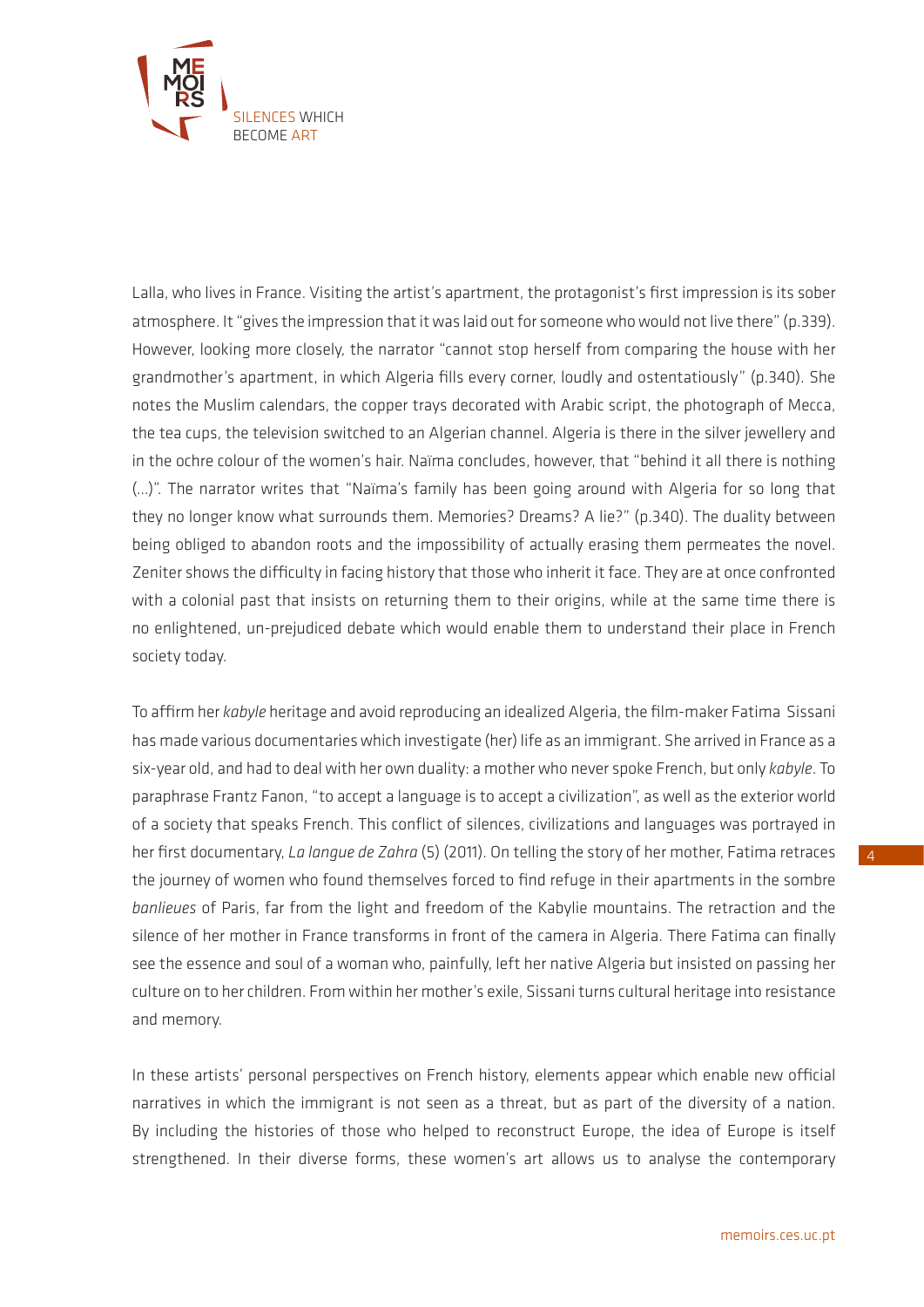Lalla, who lives in France. Visiting the artist's apartment, the protagonist's first impression is its sober atmosphere. It "gives the impression that it was laid out for someone who would not live there" (p.339). However, looking more closely, the narrator "cannot stop herself from comparing the house with her grandmother's apartment, in which Algeria fills every corner, loudly and ostentatiously" (p.340). She notes the Muslim calendars, the copper trays decorated with Arabic script, the photograph of Mecca, the tea cups, the television switched to an Algerian channel. Algeria is there in the silver jewellery and in the ochre colour of the women's hair. Naïma concludes, however, that "behind it all there is nothing (...)". The narrator writes that "Naïma's family has been going around with Algeria for so long that they no longer know what surrounds them. Memories? Dreams? A lie?" (p.340). The duality between being obliged to abandon roots and the impossibility of actually erasing them permeates the novel. Zeniter shows the difficulty in facing history that those who inherit it face. They are at once confronted with a colonial past that insists on returning them to their origins, while at the same time there is no enlightened, un-prejudiced debate which would enable them to understand their place in French society today.

To affirm her *kabyle* heritage and avoid reproducing an idealized Algeria, the film-maker Fatima Sissani has made various documentaries which investigate (her) life as an immigrant. She arrived in France as a six-year old, and had to deal with her own duality: a mother who never spoke French, but only *kabyle*. To paraphrase Frantz Fanon, "to accept a language is to accept a civilization", as well as the exterior world of a society that speaks French. This conflict of silences, civilizations and languages was portrayed in her first documentary, *La langue de Zahra* (5) (2011). On telling the story of her mother, Fatima retraces the journey of women who found themselves forced to find refuge in their apartments in the sombre *banlieues* of Paris, far from the light and freedom of the Kabylie mountains. The retraction and the silence of her mother in France transforms in front of the camera in Algeria. There Fatima can finally see the essence and soul of a woman who, painfully, left her native Algeria but insisted on passing her culture on to her children. From within her mother's exile, Sissani turns cultural heritage into resistance and memory.

In these artists' personal perspectives on French history, elements appear which enable new official narratives in which the immigrant is not seen as a threat, but as part of the diversity of a nation. By including the histories of those who helped to reconstruct Europe, the idea of Europe is itself strengthened. In their diverse forms, these women's art allows us to analyse the contemporary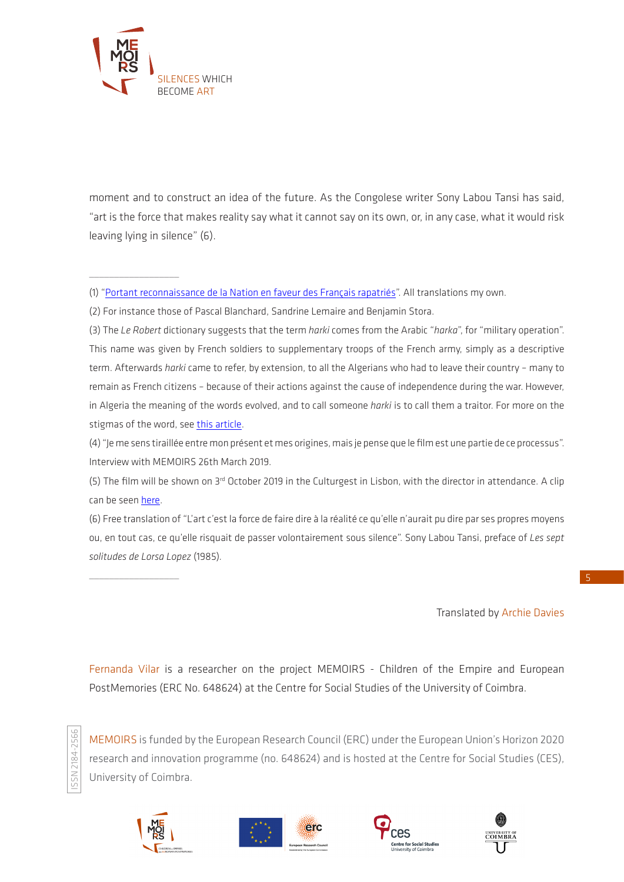moment and to construct an idea of the future. As the Congolese writer Sony Labou Tansi has said, "art is the force that makes reality say what it cannot say on its own, or, in any case, what it would risk leaving lying in silence" (6).

---

(1) "Portant reconnaissance de la Nation en faveur des Français rapatriés". All translations my own.

(2) For instance those of Pascal Blanchard, Sandrine Lemaire and Benjamin Stora.

(3) The *Le Robert* dictionary suggests that the term *harki* comes from the Arabic "*harka*", for "military operation". This name was given by French soldiers to supplementary troops of the French army, simply as a descriptive term. Afterwards *harki* came to refer, by extension, to all the Algerians who had to leave their country – many to remain as French citizens – because of their actions against the cause of independence during the war. However, in Algeria the meaning of the words evolved, and to call someone *harki* is to call them a traitor. For more on the stigmas of the word, see this article.

(4) "Je me sens tiraillée entre mon présent et mes origines, mais je pense que le film est une partie de ce processus". Interview with MEMOIRS 26th March 2019.

(5) The film will be shown on 3rd October 2019 in the Culturgest in Lisbon, with the director in attendance. A clip can be seen here.

(6) Free translation of "L'art c'est la force de faire dire à la réalité ce qu'elle n'aurait pu dire par ses propres moyens ou, en tout cas, ce qu'elle risquait de passer volontairement sous silence". Sony Labou Tansi, preface of *Les sept solitudes de Lorsa Lopez* (1985).

---

Translated by Archie Davies

Fernanda Vilar is a researcher on the project MEMOIRS - Children of the Empire and European PostMemories (ERC No. 648624) at the Centre for Social Studies of the University of Coimbra.

MEMOIRS is funded by the European Research Council (ERC) under the European Union's Horizon 2020 research and innovation programme (no. 648624) and is hosted at the Centre for Social Studies (CES), University of Coimbra.